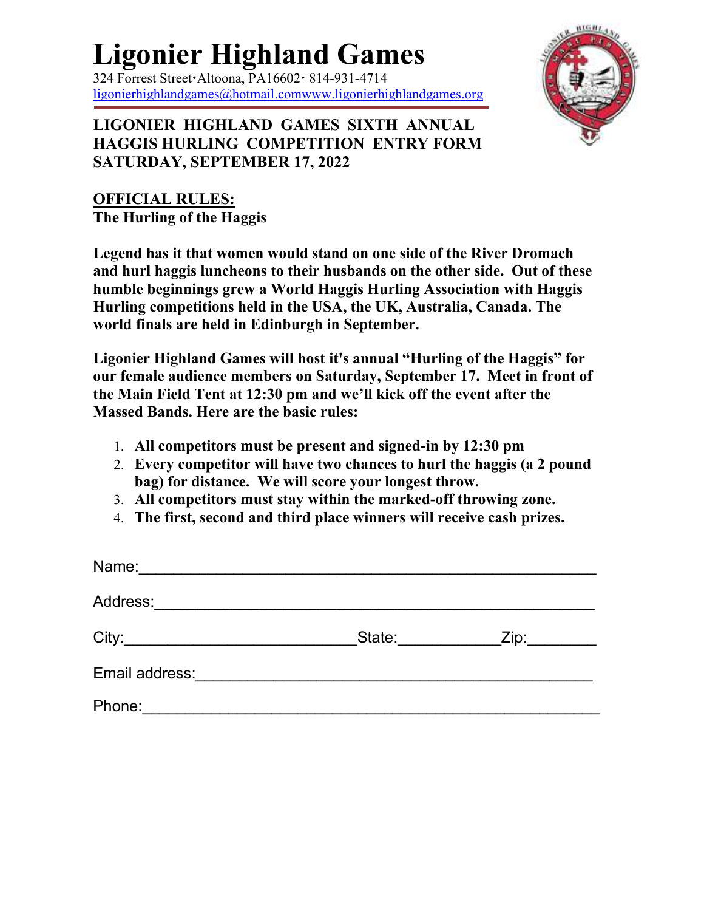# Ligonier Highland Games

324 Forrest Street·Altoona, PA16602· 814-931-4714
ligonierhighlandgames@hotmail.comwww.ligonierhighlandgames.org

**LIGONIER HIGHLAND GAMES SIXTH ANNUAL HAGGIS HURLING COMPETITION ENTRY FORM SATURDAY, SEPTEMBER 17, 2022**

**OFFICIAL RULES:**
**The Hurling of the Haggis**

**Legend has it that women would stand on one side of the River Dromach and hurl haggis luncheons to their husbands on the other side. Out of these humble beginnings grew a World Haggis Hurling Association with Haggis Hurling competitions held in the USA, the UK, Australia, Canada. The world finals are held in Edinburgh in September.**

**Ligonier Highland Games will host it's annual "Hurling of the Haggis" for our female audience members on Saturday, September 17. Meet in front of the Main Field Tent at 12:30 pm and we'll kick off the event after the Massed Bands. Here are the basic rules:**

1. **All competitors must be present and signed-in by 12:30 pm**
2. **Every competitor will have two chances to hurl the haggis (a 2 pound bag) for distance. We will score your longest throw.**
3. **All competitors must stay within the marked-off throwing zone.**
4. **The first, second and third place winners will receive cash prizes.**

Name:_______________________________________________

Address:_____________________________________________

City:_________________________State:___________Zip:________

Email address:_________________________________________

Phone:______________________________________________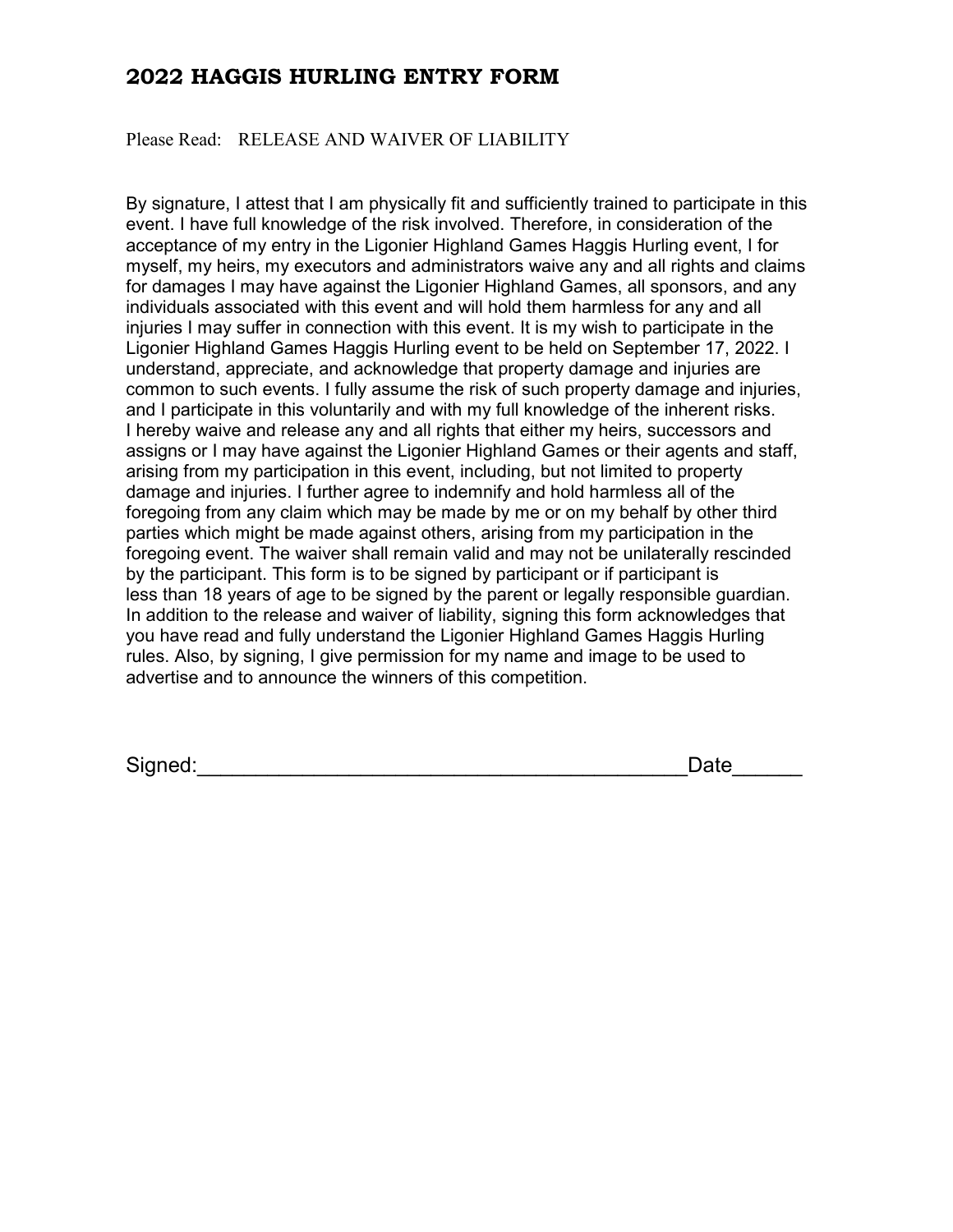## 2022 HAGGIS HURLING ENTRY FORM

Please Read: RELEASE AND WAIVER OF LIABILITY

By signature, I attest that I am physically fit and sufficiently trained to participate in this event. I have full knowledge of the risk involved. Therefore, in consideration of the acceptance of my entry in the Ligonier Highland Games Haggis Hurling event, I for myself, my heirs, my executors and administrators waive any and all rights and claims for damages I may have against the Ligonier Highland Games, all sponsors, and any individuals associated with this event and will hold them harmless for any and all injuries I may suffer in connection with this event. It is my wish to participate in the Ligonier Highland Games Haggis Hurling event to be held on September 17, 2022. I understand, appreciate, and acknowledge that property damage and injuries are common to such events. I fully assume the risk of such property damage and injuries, and I participate in this voluntarily and with my full knowledge of the inherent risks. I hereby waive and release any and all rights that either my heirs, successors and assigns or I may have against the Ligonier Highland Games or their agents and staff, arising from my participation in this event, including, but not limited to property damage and injuries. I further agree to indemnify and hold harmless all of the foregoing from any claim which may be made by me or on my behalf by other third parties which might be made against others, arising from my participation in the foregoing event. The waiver shall remain valid and may not be unilaterally rescinded by the participant. This form is to be signed by participant or if participant is less than 18 years of age to be signed by the parent or legally responsible guardian. In addition to the release and waiver of liability, signing this form acknowledges that you have read and fully understand the Ligonier Highland Games Haggis Hurling rules. Also, by signing, I give permission for my name and image to be used to advertise and to announce the winners of this competition.

Signed:\_\_\_\_\_\_\_\_\_\_\_\_\_\_\_\_\_\_\_\_\_\_\_\_\_\_\_\_\_\_\_\_\_\_\_\_\_\_\_\_\_\_ Date\_\_\_\_\_\_